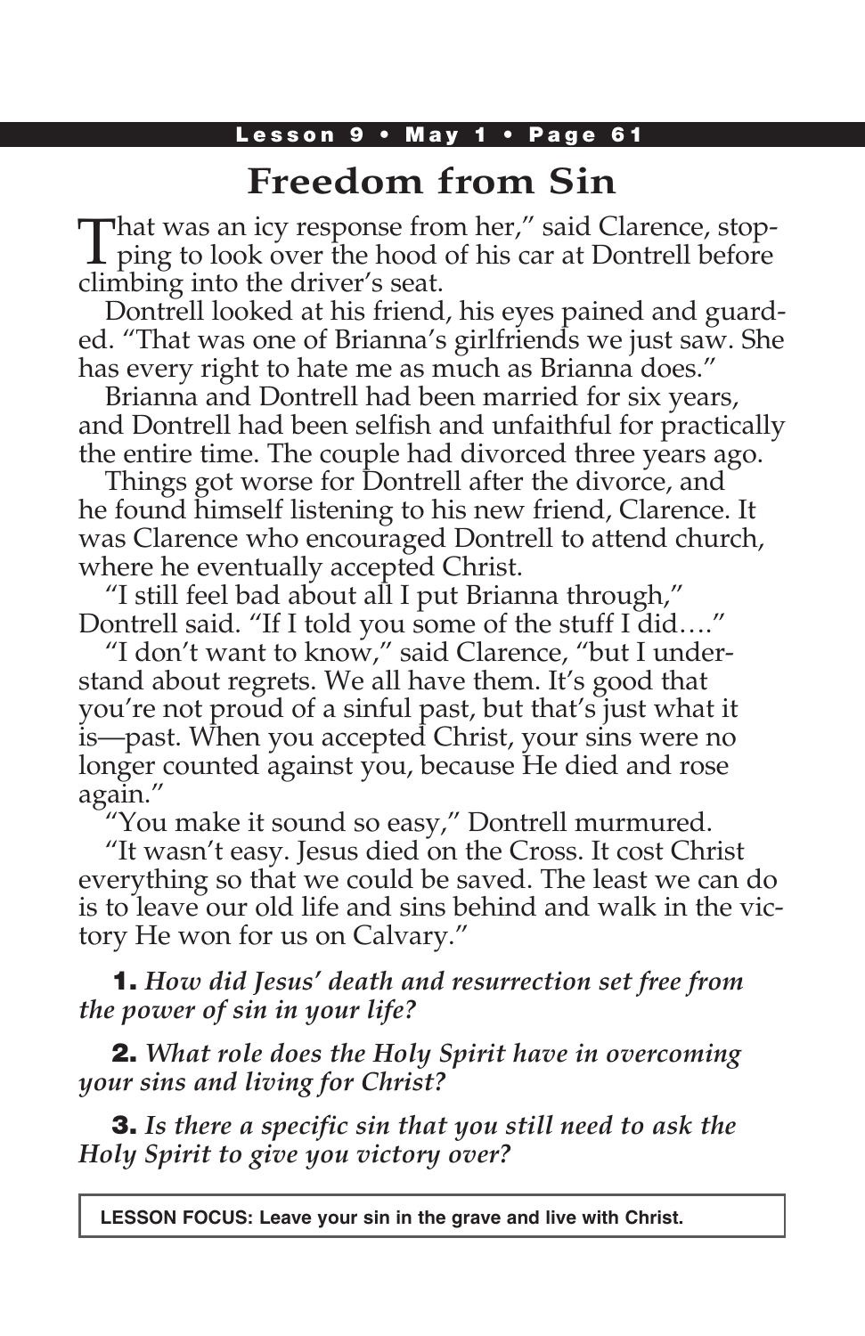# Freedom from Sin

That was an icy response from her," said Clarence, stopping to look over the hood of his car at Dontrell before climbing into the driver's seat.

Dontrell looked at his friend, his eyes pained and guarded. "That was one of Brianna's girlfriends we just saw. She has every right to hate me as much as Brianna does."

Brianna and Dontrell had been married for six years, and Dontrell had been selfish and unfaithful for practically the entire time. The couple had divorced three years ago.

Things got worse for Dontrell after the divorce, and he found himself listening to his new friend, Clarence. It was Clarence who encouraged Dontrell to attend church, where he eventually accepted Christ.

"I still feel bad about all I put Brianna through," Dontrell said. "If I told you some of the stuff I did…."

"I don't want to know," said Clarence, "but I understand about regrets. We all have them. It's good that you're not proud of a sinful past, but that's just what it is—past. When you accepted Christ, your sins were no longer counted against you, because He died and rose again."

"You make it sound so easy," Dontrell murmured.

"It wasn't easy. Jesus died on the Cross. It cost Christ everything so that we could be saved. The least we can do is to leave our old life and sins behind and walk in the victory He won for us on Calvary."

**1.** *How did Jesus' death and resurrection set free from the power of sin in your life?*

**2.** *What role does the Holy Spirit have in overcoming your sins and living for Christ?*

**3.** *Is there a specific sin that you still need to ask the Holy Spirit to give you victory over?*

**LESSON FOCUS: Leave your sin in the grave and live with Christ.**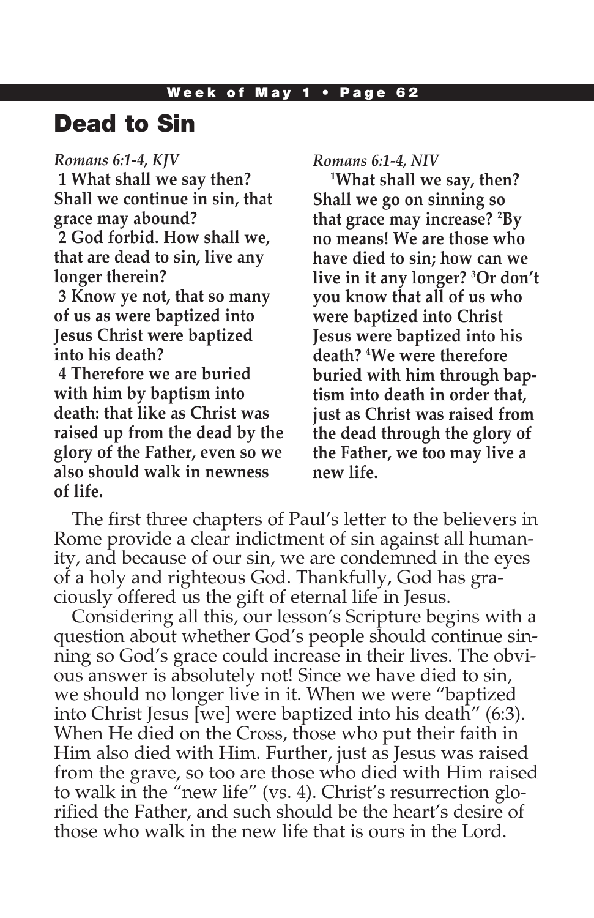# Dead to Sin

*Romans 6:1-4, KJV*

**1 What shall we say then? Shall we continue in sin, that grace may abound?**
**2 God forbid. How shall we, that are dead to sin, live any longer therein?**
**3 Know ye not, that so many of us as were baptized into Jesus Christ were baptized into his death?**
**4 Therefore we are buried with him by baptism into death: that like as Christ was raised up from the dead by the glory of the Father, even so we also should walk in newness of life.**

*Romans 6:1-4, NIV*

**[1]What shall we say, then? Shall we go on sinning so that grace may increase? [2]By no means! We are those who have died to sin; how can we live in it any longer? [3]Or don't you know that all of us who were baptized into Christ Jesus were baptized into his death? [4]We were therefore buried with him through baptism into death in order that, just as Christ was raised from the dead through the glory of the Father, we too may live a new life.**

The first three chapters of Paul's letter to the believers in Rome provide a clear indictment of sin against all humanity, and because of our sin, we are condemned in the eyes of a holy and righteous God. Thankfully, God has graciously offered us the gift of eternal life in Jesus.

Considering all this, our lesson's Scripture begins with a question about whether God's people should continue sinning so God's grace could increase in their lives. The obvious answer is absolutely not! Since we have died to sin, we should no longer live in it. When we were "baptized into Christ Jesus [we] were baptized into his death" (6:3). When He died on the Cross, those who put their faith in Him also died with Him. Further, just as Jesus was raised from the grave, so too are those who died with Him raised to walk in the "new life" (vs. 4). Christ's resurrection glorified the Father, and such should be the heart's desire of those who walk in the new life that is ours in the Lord.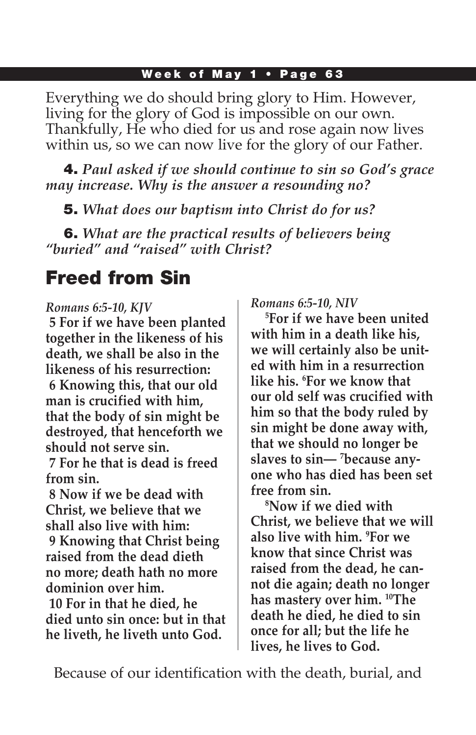Everything we do should bring glory to Him. However, living for the glory of God is impossible on our own. Thankfully, He who died for us and rose again now lives within us, so we can now live for the glory of our Father.

**4.** *Paul asked if we should continue to sin so God's grace may increase. Why is the answer a resounding no?*

**5.** *What does our baptism into Christ do for us?*

**6.** *What are the practical results of believers being "buried" and "raised" with Christ?*

## Freed from Sin

*Romans 6:5-10, KJV*

**5 For if we have been planted together in the likeness of his death, we shall be also in the likeness of his resurrection:**

**6 Knowing this, that our old man is crucified with him, that the body of sin might be destroyed, that henceforth we should not serve sin.**

**7 For he that is dead is freed from sin.**

**8 Now if we be dead with Christ, we believe that we shall also live with him:**

**9 Knowing that Christ being raised from the dead dieth no more; death hath no more dominion over him.**

**10 For in that he died, he died unto sin once: but in that he liveth, he liveth unto God.**

*Romans 6:5-10, NIV*

**[5]For if we have been united with him in a death like his, we will certainly also be united with him in a resurrection like his. [6]For we know that our old self was crucified with him so that the body ruled by sin might be done away with, that we should no longer be slaves to sin— [7]because anyone who has died has been set free from sin.**

**[8]Now if we died with Christ, we believe that we will also live with him. [9]For we know that since Christ was raised from the dead, he cannot die again; death no longer has mastery over him. [10]The death he died, he died to sin once for all; but the life he lives, he lives to God.**

Because of our identification with the death, burial, and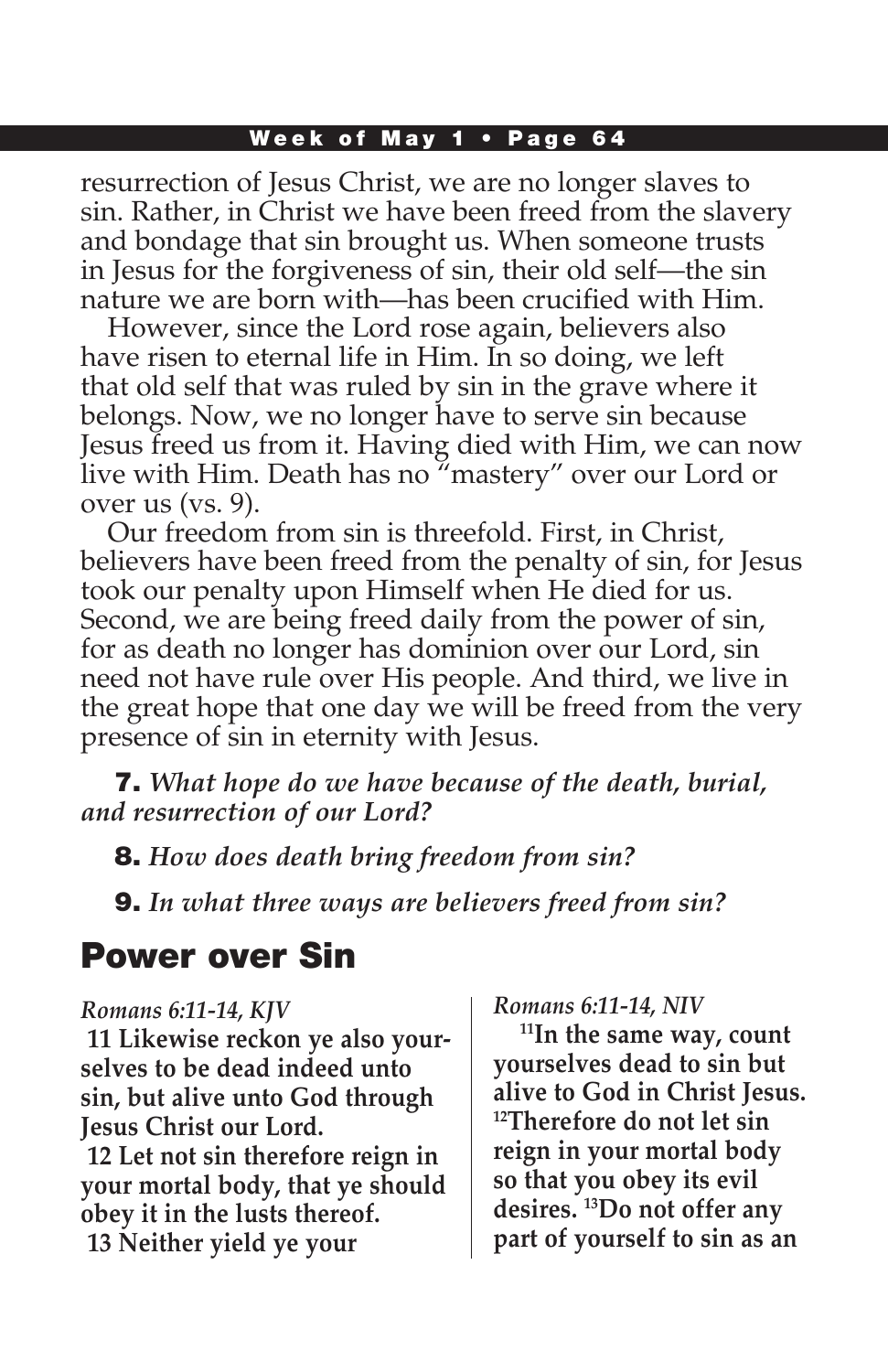resurrection of Jesus Christ, we are no longer slaves to sin. Rather, in Christ we have been freed from the slavery and bondage that sin brought us. When someone trusts in Jesus for the forgiveness of sin, their old self—the sin nature we are born with—has been crucified with Him.

However, since the Lord rose again, believers also have risen to eternal life in Him. In so doing, we left that old self that was ruled by sin in the grave where it belongs. Now, we no longer have to serve sin because Jesus freed us from it. Having died with Him, we can now live with Him. Death has no "mastery" over our Lord or over us (vs. 9).

Our freedom from sin is threefold. First, in Christ, believers have been freed from the penalty of sin, for Jesus took our penalty upon Himself when He died for us. Second, we are being freed daily from the power of sin, for as death no longer has dominion over our Lord, sin need not have rule over His people. And third, we live in the great hope that one day we will be freed from the very presence of sin in eternity with Jesus.

**7.** *What hope do we have because of the death, burial, and resurrection of our Lord?*

**8.** *How does death bring freedom from sin?*

**9.** *In what three ways are believers freed from sin?*

## Power over Sin

*Romans 6:11-14, KJV*

**11 Likewise reckon ye also yourselves to be dead indeed unto sin, but alive unto God through Jesus Christ our Lord.**

**12 Let not sin therefore reign in your mortal body, that ye should obey it in the lusts thereof.**

**13 Neither yield ye your**

*Romans 6:11-14, NIV*

**11In the same way, count yourselves dead to sin but alive to God in Christ Jesus. 12Therefore do not let sin reign in your mortal body so that you obey its evil desires. 13Do not offer any part of yourself to sin as an**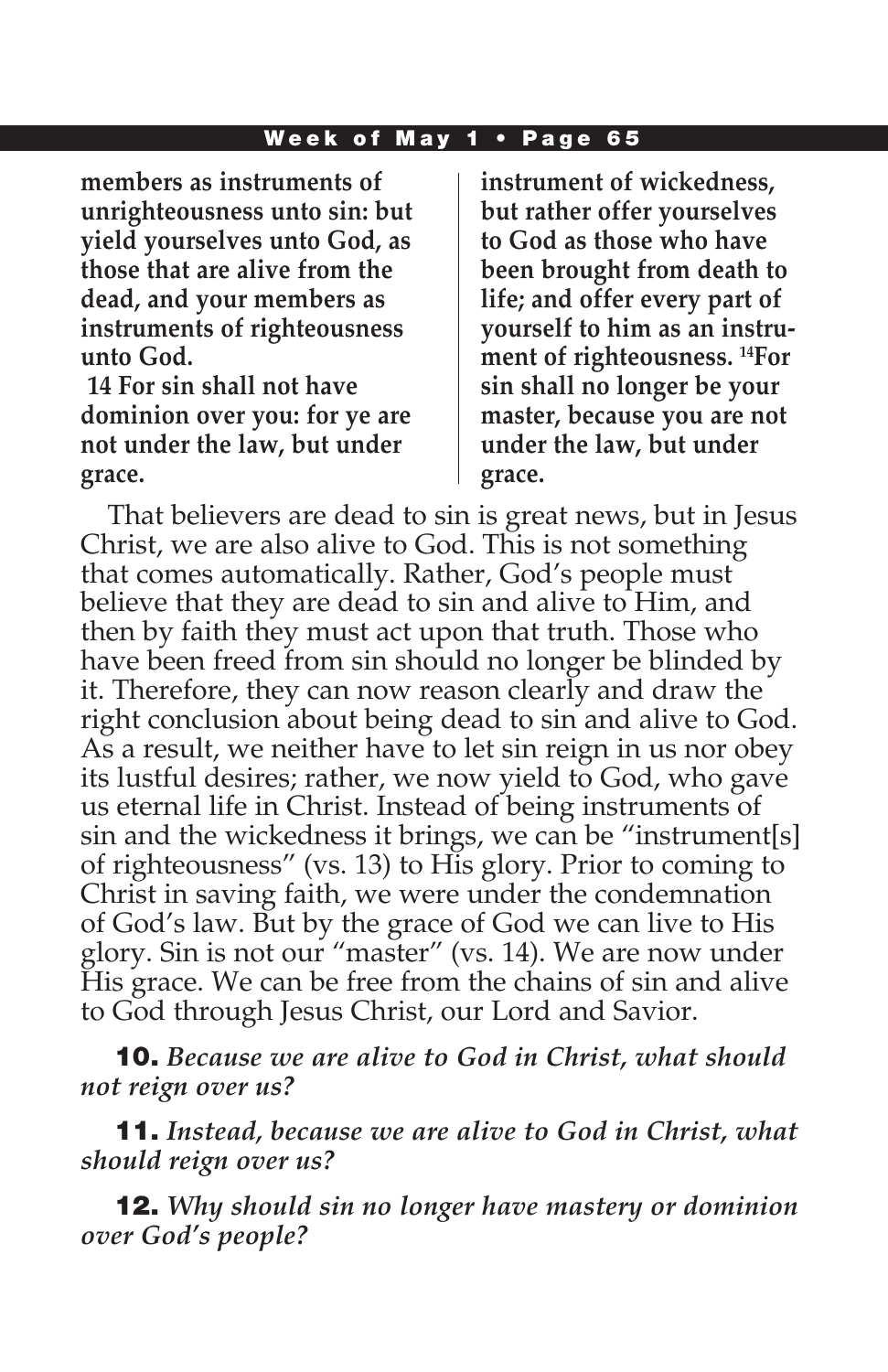**members as instruments of unrighteousness unto sin: but yield yourselves unto God, as those that are alive from the dead, and your members as instruments of righteousness unto God.**

**14 For sin shall not have dominion over you: for ye are not under the law, but under grace.**

**instrument of wickedness, but rather offer yourselves to God as those who have been brought from death to life; and offer every part of yourself to him as an instrument of righteousness. [14]For sin shall no longer be your master, because you are not under the law, but under grace.**

That believers are dead to sin is great news, but in Jesus Christ, we are also alive to God. This is not something that comes automatically. Rather, God's people must believe that they are dead to sin and alive to Him, and then by faith they must act upon that truth. Those who have been freed from sin should no longer be blinded by it. Therefore, they can now reason clearly and draw the right conclusion about being dead to sin and alive to God. As a result, we neither have to let sin reign in us nor obey its lustful desires; rather, we now yield to God, who gave us eternal life in Christ. Instead of being instruments of sin and the wickedness it brings, we can be "instrument[s] of righteousness" (vs. 13) to His glory. Prior to coming to Christ in saving faith, we were under the condemnation of God's law. But by the grace of God we can live to His glory. Sin is not our "master" (vs. 14). We are now under His grace. We can be free from the chains of sin and alive to God through Jesus Christ, our Lord and Savior.

**10.** *Because we are alive to God in Christ, what should not reign over us?*

**11.** *Instead, because we are alive to God in Christ, what should reign over us?*

**12.** *Why should sin no longer have mastery or dominion over God's people?*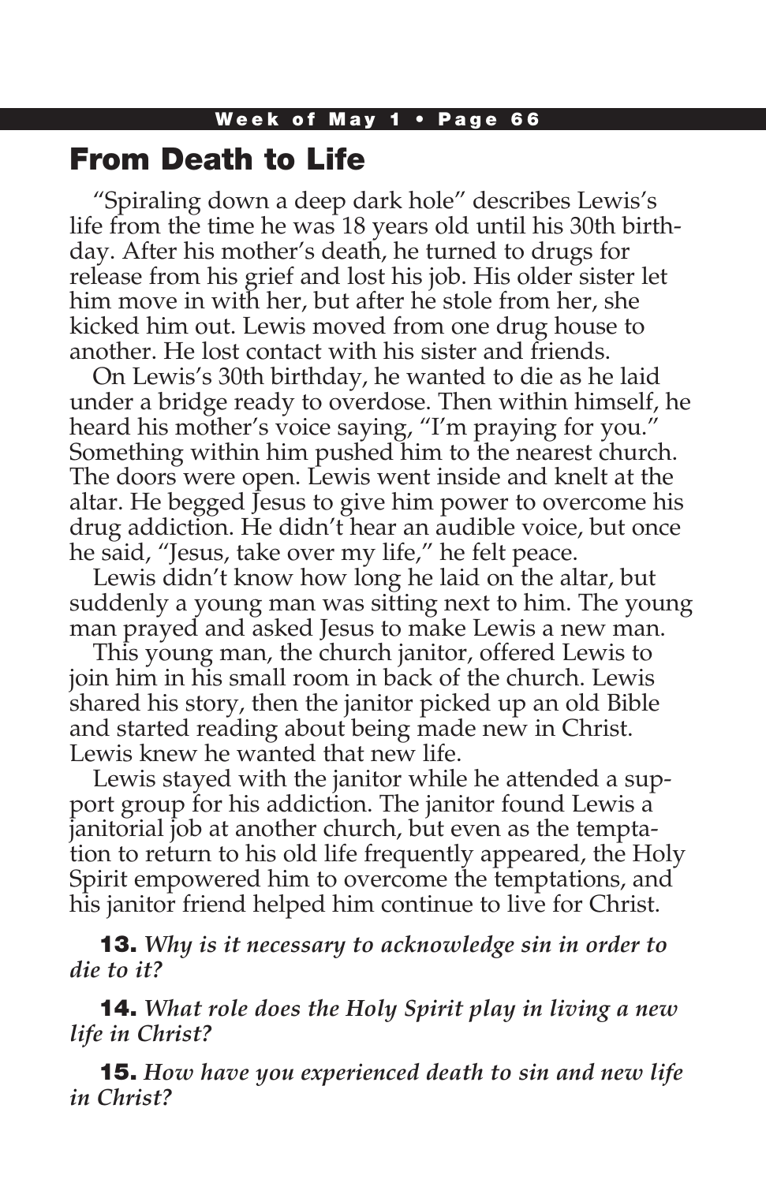## From Death to Life

"Spiraling down a deep dark hole" describes Lewis's life from the time he was 18 years old until his 30th birthday. After his mother's death, he turned to drugs for release from his grief and lost his job. His older sister let him move in with her, but after he stole from her, she kicked him out. Lewis moved from one drug house to another. He lost contact with his sister and friends.

On Lewis's 30th birthday, he wanted to die as he laid under a bridge ready to overdose. Then within himself, he heard his mother's voice saying, "I'm praying for you." Something within him pushed him to the nearest church. The doors were open. Lewis went inside and knelt at the altar. He begged Jesus to give him power to overcome his drug addiction. He didn't hear an audible voice, but once he said, "Jesus, take over my life," he felt peace.

Lewis didn't know how long he laid on the altar, but suddenly a young man was sitting next to him. The young man prayed and asked Jesus to make Lewis a new man.

This young man, the church janitor, offered Lewis to join him in his small room in back of the church. Lewis shared his story, then the janitor picked up an old Bible and started reading about being made new in Christ. Lewis knew he wanted that new life.

Lewis stayed with the janitor while he attended a support group for his addiction. The janitor found Lewis a janitorial job at another church, but even as the temptation to return to his old life frequently appeared, the Holy Spirit empowered him to overcome the temptations, and his janitor friend helped him continue to live for Christ.

**13.** *Why is it necessary to acknowledge sin in order to die to it?*

**14.** *What role does the Holy Spirit play in living a new life in Christ?*

**15.** *How have you experienced death to sin and new life in Christ?*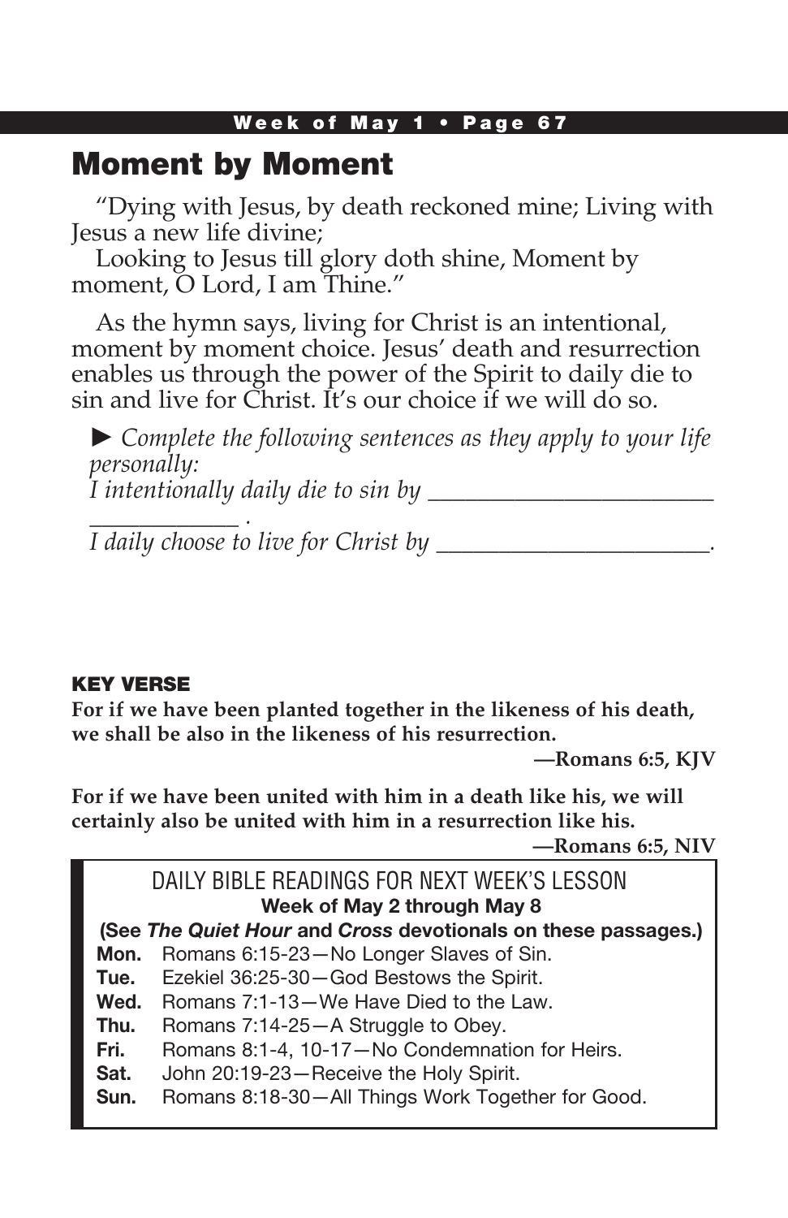## Moment by Moment

"Dying with Jesus, by death reckoned mine; Living with Jesus a new life divine;

Looking to Jesus till glory doth shine, Moment by moment, O Lord, I am Thine."

As the hymn says, living for Christ is an intentional, moment by moment choice. Jesus' death and resurrection enables us through the power of the Spirit to daily die to sin and live for Christ. It's our choice if we will do so.

► *Complete the following sentences as they apply to your life personally:*

*I intentionally daily die to sin by ________________________ ____________ .*

*I daily choose to live for Christ by _______________________.*

### KEY VERSE

**For if we have been planted together in the likeness of his death, we shall be also in the likeness of his resurrection.**

**—Romans 6:5, KJV**

**For if we have been united with him in a death like his, we will certainly also be united with him in a resurrection like his.**

**—Romans 6:5, NIV**

DAILY BIBLE READINGS FOR NEXT WEEK'S LESSON

**Week of May 2 through May 8**

**(See *The Quiet Hour* and *Cross* devotionals on these passages.)**

**Mon.** Romans 6:15-23—No Longer Slaves of Sin.
**Tue.** Ezekiel 36:25-30—God Bestows the Spirit.
**Wed.** Romans 7:1-13—We Have Died to the Law.
**Thu.** Romans 7:14-25—A Struggle to Obey.
**Fri.** Romans 8:1-4, 10-17—No Condemnation for Heirs.
**Sat.** John 20:19-23—Receive the Holy Spirit.
**Sun.** Romans 8:18-30—All Things Work Together for Good.